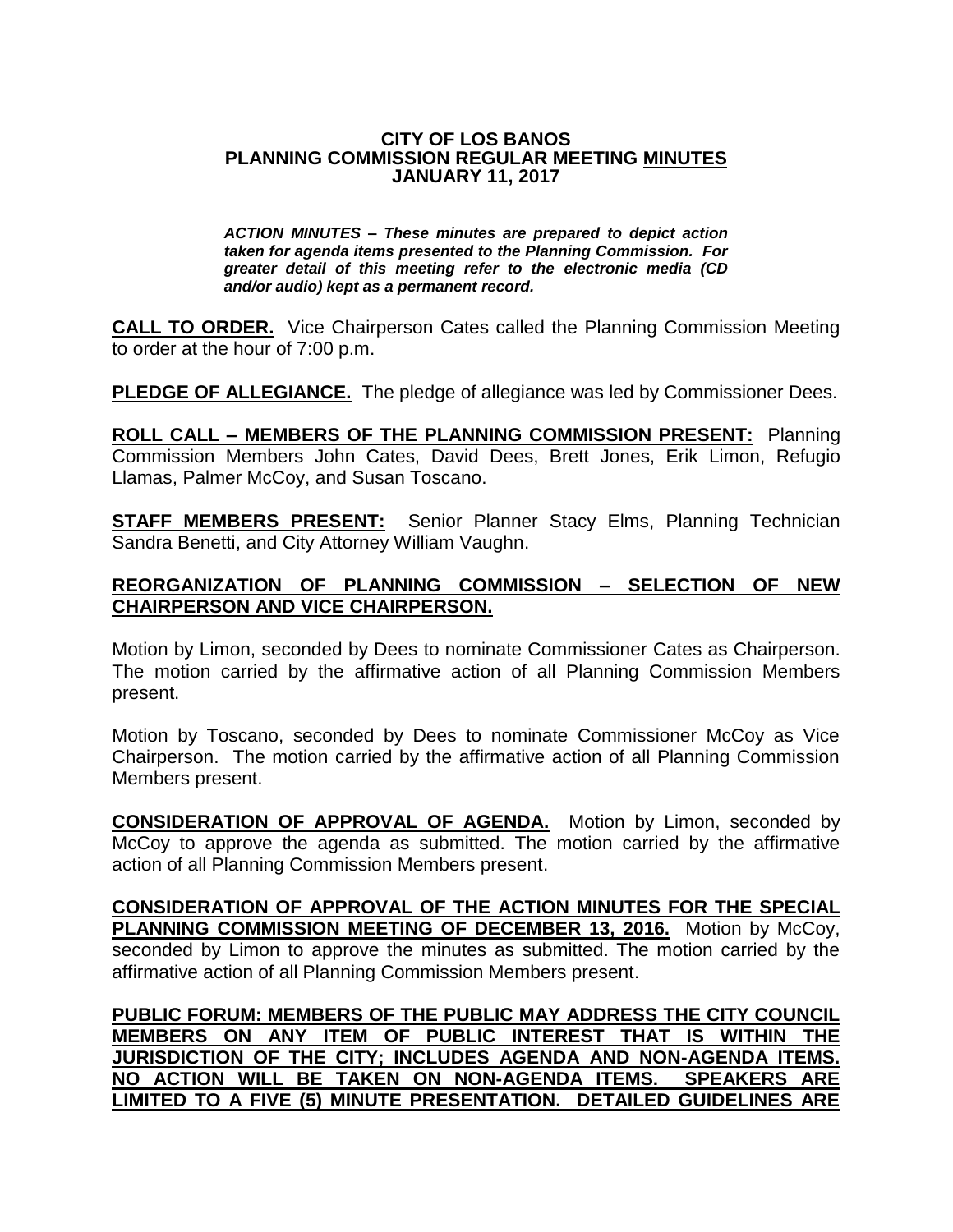**CITY OF LOS BANOS**
**PLANNING COMMISSION REGULAR MEETING MINUTES**
**JANUARY 11, 2017**

***ACTION MINUTES – These minutes are prepared to depict action taken for agenda items presented to the Planning Commission. For greater detail of this meeting refer to the electronic media (CD and/or audio) kept as a permanent record.***

**CALL TO ORDER.** Vice Chairperson Cates called the Planning Commission Meeting to order at the hour of 7:00 p.m.

**PLEDGE OF ALLEGIANCE.** The pledge of allegiance was led by Commissioner Dees.

**ROLL CALL – MEMBERS OF THE PLANNING COMMISSION PRESENT:** Planning Commission Members John Cates, David Dees, Brett Jones, Erik Limon, Refugio Llamas, Palmer McCoy, and Susan Toscano.

**STAFF MEMBERS PRESENT:** Senior Planner Stacy Elms, Planning Technician Sandra Benetti, and City Attorney William Vaughn.

**REORGANIZATION OF PLANNING COMMISSION – SELECTION OF NEW CHAIRPERSON AND VICE CHAIRPERSON.**

Motion by Limon, seconded by Dees to nominate Commissioner Cates as Chairperson. The motion carried by the affirmative action of all Planning Commission Members present.

Motion by Toscano, seconded by Dees to nominate Commissioner McCoy as Vice Chairperson. The motion carried by the affirmative action of all Planning Commission Members present.

**CONSIDERATION OF APPROVAL OF AGENDA.** Motion by Limon, seconded by McCoy to approve the agenda as submitted. The motion carried by the affirmative action of all Planning Commission Members present.

**CONSIDERATION OF APPROVAL OF THE ACTION MINUTES FOR THE SPECIAL PLANNING COMMISSION MEETING OF DECEMBER 13, 2016.** Motion by McCoy, seconded by Limon to approve the minutes as submitted. The motion carried by the affirmative action of all Planning Commission Members present.

**PUBLIC FORUM: MEMBERS OF THE PUBLIC MAY ADDRESS THE CITY COUNCIL MEMBERS ON ANY ITEM OF PUBLIC INTEREST THAT IS WITHIN THE JURISDICTION OF THE CITY; INCLUDES AGENDA AND NON-AGENDA ITEMS. NO ACTION WILL BE TAKEN ON NON-AGENDA ITEMS. SPEAKERS ARE LIMITED TO A FIVE (5) MINUTE PRESENTATION. DETAILED GUIDELINES ARE**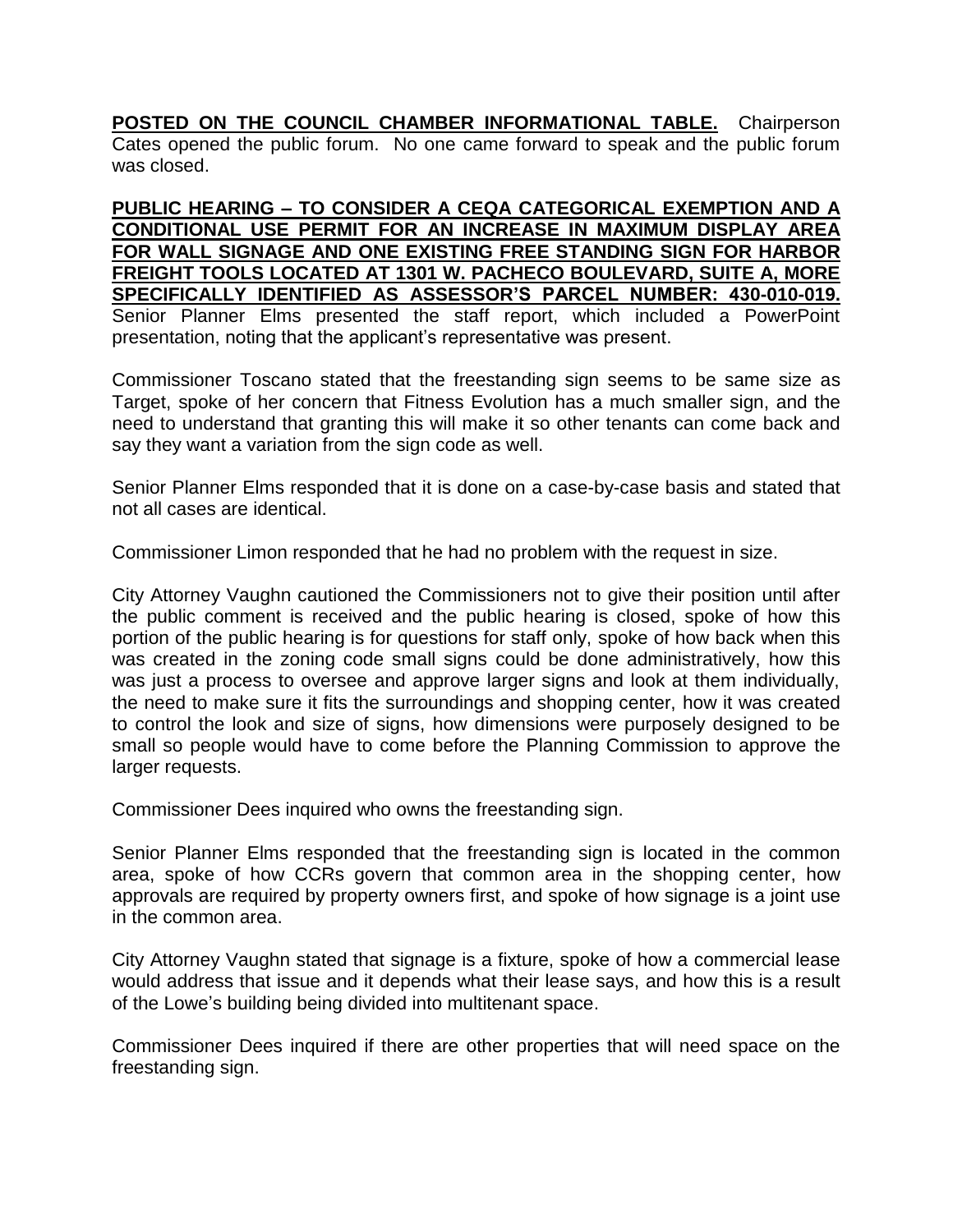**POSTED ON THE COUNCIL CHAMBER INFORMATIONAL TABLE.** Chairperson Cates opened the public forum. No one came forward to speak and the public forum was closed.

**PUBLIC HEARING – TO CONSIDER A CEQA CATEGORICAL EXEMPTION AND A CONDITIONAL USE PERMIT FOR AN INCREASE IN MAXIMUM DISPLAY AREA FOR WALL SIGNAGE AND ONE EXISTING FREE STANDING SIGN FOR HARBOR FREIGHT TOOLS LOCATED AT 1301 W. PACHECO BOULEVARD, SUITE A, MORE SPECIFICALLY IDENTIFIED AS ASSESSOR'S PARCEL NUMBER: 430-010-019.** Senior Planner Elms presented the staff report, which included a PowerPoint presentation, noting that the applicant's representative was present.

Commissioner Toscano stated that the freestanding sign seems to be same size as Target, spoke of her concern that Fitness Evolution has a much smaller sign, and the need to understand that granting this will make it so other tenants can come back and say they want a variation from the sign code as well.

Senior Planner Elms responded that it is done on a case-by-case basis and stated that not all cases are identical.

Commissioner Limon responded that he had no problem with the request in size.

City Attorney Vaughn cautioned the Commissioners not to give their position until after the public comment is received and the public hearing is closed, spoke of how this portion of the public hearing is for questions for staff only, spoke of how back when this was created in the zoning code small signs could be done administratively, how this was just a process to oversee and approve larger signs and look at them individually, the need to make sure it fits the surroundings and shopping center, how it was created to control the look and size of signs, how dimensions were purposely designed to be small so people would have to come before the Planning Commission to approve the larger requests.

Commissioner Dees inquired who owns the freestanding sign.

Senior Planner Elms responded that the freestanding sign is located in the common area, spoke of how CCRs govern that common area in the shopping center, how approvals are required by property owners first, and spoke of how signage is a joint use in the common area.

City Attorney Vaughn stated that signage is a fixture, spoke of how a commercial lease would address that issue and it depends what their lease says, and how this is a result of the Lowe's building being divided into multitenant space.

Commissioner Dees inquired if there are other properties that will need space on the freestanding sign.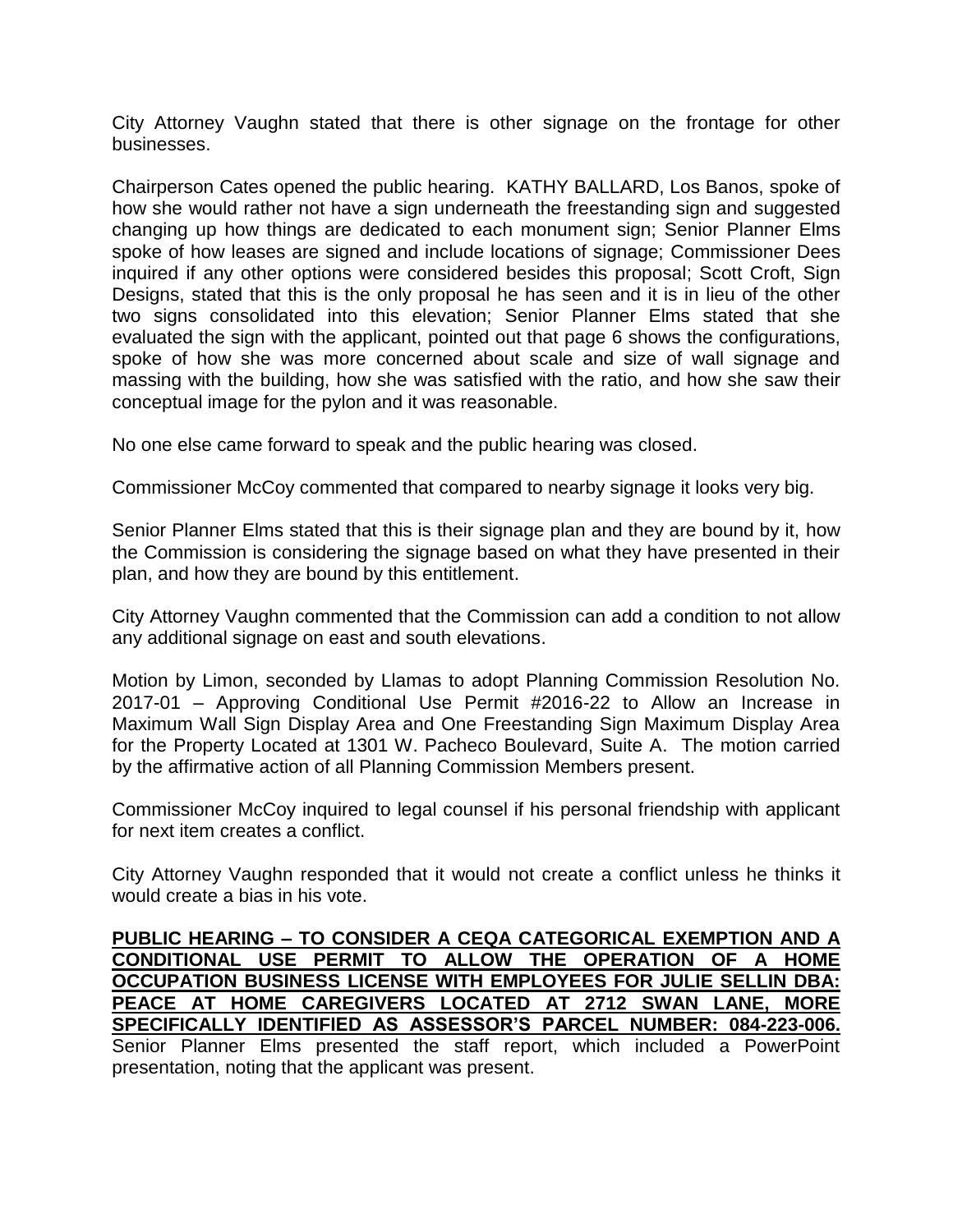City Attorney Vaughn stated that there is other signage on the frontage for other businesses.

Chairperson Cates opened the public hearing. KATHY BALLARD, Los Banos, spoke of how she would rather not have a sign underneath the freestanding sign and suggested changing up how things are dedicated to each monument sign; Senior Planner Elms spoke of how leases are signed and include locations of signage; Commissioner Dees inquired if any other options were considered besides this proposal; Scott Croft, Sign Designs, stated that this is the only proposal he has seen and it is in lieu of the other two signs consolidated into this elevation; Senior Planner Elms stated that she evaluated the sign with the applicant, pointed out that page 6 shows the configurations, spoke of how she was more concerned about scale and size of wall signage and massing with the building, how she was satisfied with the ratio, and how she saw their conceptual image for the pylon and it was reasonable.

No one else came forward to speak and the public hearing was closed.

Commissioner McCoy commented that compared to nearby signage it looks very big.

Senior Planner Elms stated that this is their signage plan and they are bound by it, how the Commission is considering the signage based on what they have presented in their plan, and how they are bound by this entitlement.

City Attorney Vaughn commented that the Commission can add a condition to not allow any additional signage on east and south elevations.

Motion by Limon, seconded by Llamas to adopt Planning Commission Resolution No. 2017-01 – Approving Conditional Use Permit #2016-22 to Allow an Increase in Maximum Wall Sign Display Area and One Freestanding Sign Maximum Display Area for the Property Located at 1301 W. Pacheco Boulevard, Suite A. The motion carried by the affirmative action of all Planning Commission Members present.

Commissioner McCoy inquired to legal counsel if his personal friendship with applicant for next item creates a conflict.

City Attorney Vaughn responded that it would not create a conflict unless he thinks it would create a bias in his vote.

**PUBLIC HEARING – TO CONSIDER A CEQA CATEGORICAL EXEMPTION AND A CONDITIONAL USE PERMIT TO ALLOW THE OPERATION OF A HOME OCCUPATION BUSINESS LICENSE WITH EMPLOYEES FOR JULIE SELLIN DBA: PEACE AT HOME CAREGIVERS LOCATED AT 2712 SWAN LANE, MORE SPECIFICALLY IDENTIFIED AS ASSESSOR'S PARCEL NUMBER: 084-223-006.** Senior Planner Elms presented the staff report, which included a PowerPoint presentation, noting that the applicant was present.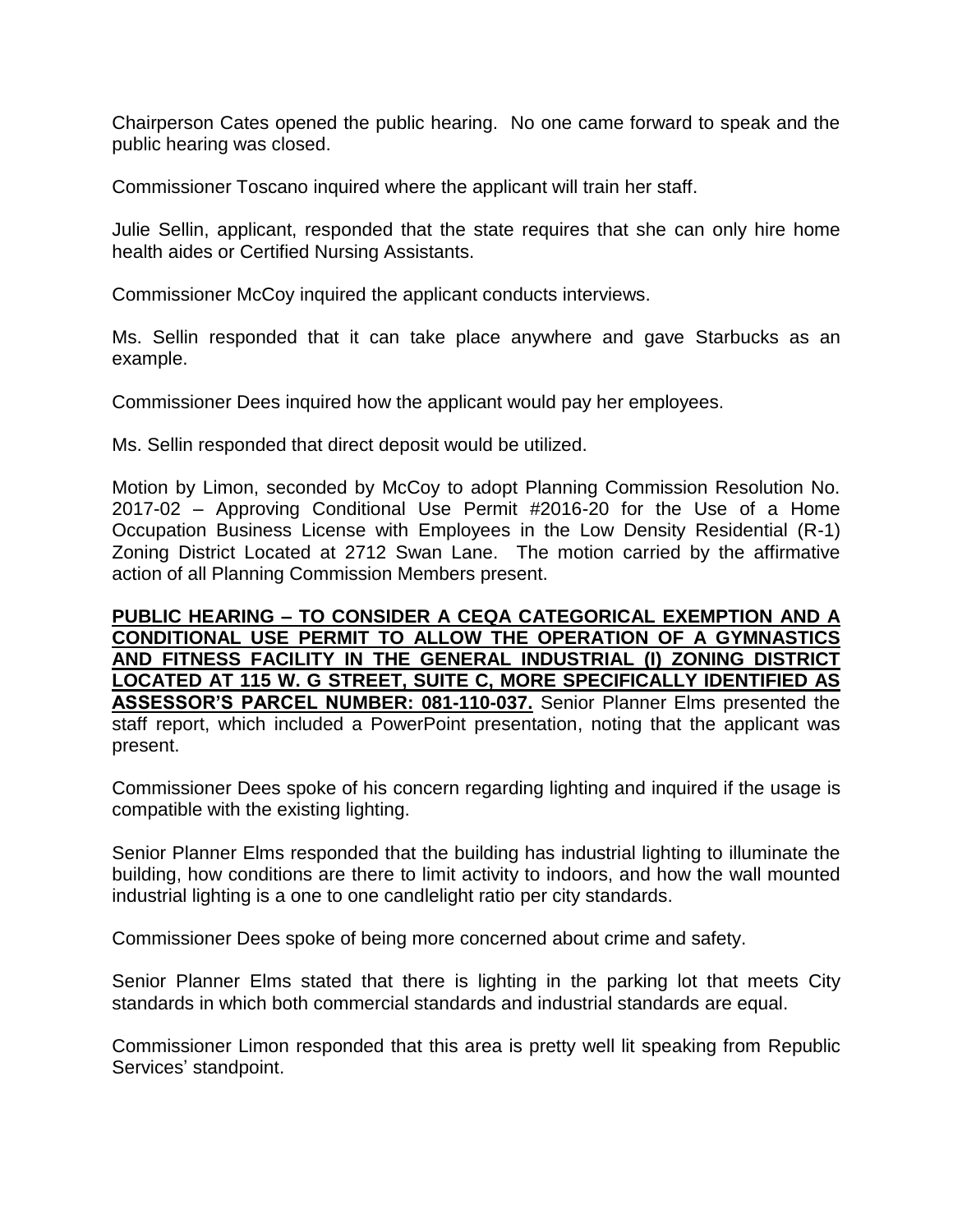Chairperson Cates opened the public hearing. No one came forward to speak and the public hearing was closed.

Commissioner Toscano inquired where the applicant will train her staff.

Julie Sellin, applicant, responded that the state requires that she can only hire home health aides or Certified Nursing Assistants.

Commissioner McCoy inquired the applicant conducts interviews.

Ms. Sellin responded that it can take place anywhere and gave Starbucks as an example.

Commissioner Dees inquired how the applicant would pay her employees.

Ms. Sellin responded that direct deposit would be utilized.

Motion by Limon, seconded by McCoy to adopt Planning Commission Resolution No. 2017-02 – Approving Conditional Use Permit #2016-20 for the Use of a Home Occupation Business License with Employees in the Low Density Residential (R-1) Zoning District Located at 2712 Swan Lane. The motion carried by the affirmative action of all Planning Commission Members present.

**PUBLIC HEARING – TO CONSIDER A CEQA CATEGORICAL EXEMPTION AND A CONDITIONAL USE PERMIT TO ALLOW THE OPERATION OF A GYMNASTICS AND FITNESS FACILITY IN THE GENERAL INDUSTRIAL (I) ZONING DISTRICT LOCATED AT 115 W. G STREET, SUITE C, MORE SPECIFICALLY IDENTIFIED AS ASSESSOR'S PARCEL NUMBER: 081-110-037.** Senior Planner Elms presented the staff report, which included a PowerPoint presentation, noting that the applicant was present.

Commissioner Dees spoke of his concern regarding lighting and inquired if the usage is compatible with the existing lighting.

Senior Planner Elms responded that the building has industrial lighting to illuminate the building, how conditions are there to limit activity to indoors, and how the wall mounted industrial lighting is a one to one candlelight ratio per city standards.

Commissioner Dees spoke of being more concerned about crime and safety.

Senior Planner Elms stated that there is lighting in the parking lot that meets City standards in which both commercial standards and industrial standards are equal.

Commissioner Limon responded that this area is pretty well lit speaking from Republic Services' standpoint.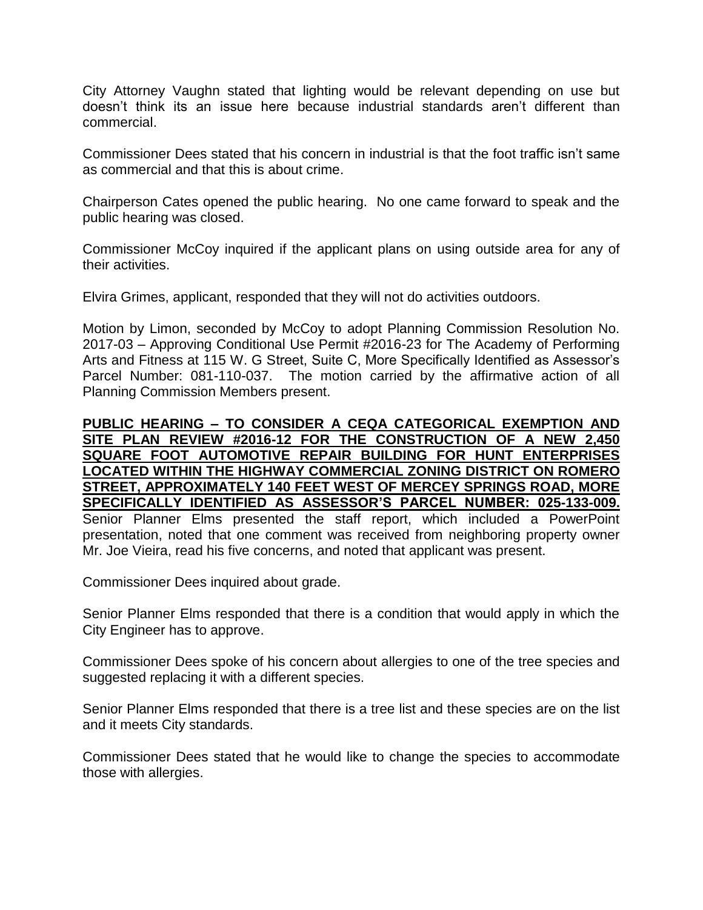City Attorney Vaughn stated that lighting would be relevant depending on use but doesn't think its an issue here because industrial standards aren't different than commercial.

Commissioner Dees stated that his concern in industrial is that the foot traffic isn't same as commercial and that this is about crime.

Chairperson Cates opened the public hearing. No one came forward to speak and the public hearing was closed.

Commissioner McCoy inquired if the applicant plans on using outside area for any of their activities.

Elvira Grimes, applicant, responded that they will not do activities outdoors.

Motion by Limon, seconded by McCoy to adopt Planning Commission Resolution No. 2017-03 – Approving Conditional Use Permit #2016-23 for The Academy of Performing Arts and Fitness at 115 W. G Street, Suite C, More Specifically Identified as Assessor's Parcel Number: 081-110-037. The motion carried by the affirmative action of all Planning Commission Members present.

**PUBLIC HEARING – TO CONSIDER A CEQA CATEGORICAL EXEMPTION AND SITE PLAN REVIEW #2016-12 FOR THE CONSTRUCTION OF A NEW 2,450 SQUARE FOOT AUTOMOTIVE REPAIR BUILDING FOR HUNT ENTERPRISES LOCATED WITHIN THE HIGHWAY COMMERCIAL ZONING DISTRICT ON ROMERO STREET, APPROXIMATELY 140 FEET WEST OF MERCEY SPRINGS ROAD, MORE SPECIFICALLY IDENTIFIED AS ASSESSOR'S PARCEL NUMBER: 025-133-009.** Senior Planner Elms presented the staff report, which included a PowerPoint presentation, noted that one comment was received from neighboring property owner Mr. Joe Vieira, read his five concerns, and noted that applicant was present.

Commissioner Dees inquired about grade.

Senior Planner Elms responded that there is a condition that would apply in which the City Engineer has to approve.

Commissioner Dees spoke of his concern about allergies to one of the tree species and suggested replacing it with a different species.

Senior Planner Elms responded that there is a tree list and these species are on the list and it meets City standards.

Commissioner Dees stated that he would like to change the species to accommodate those with allergies.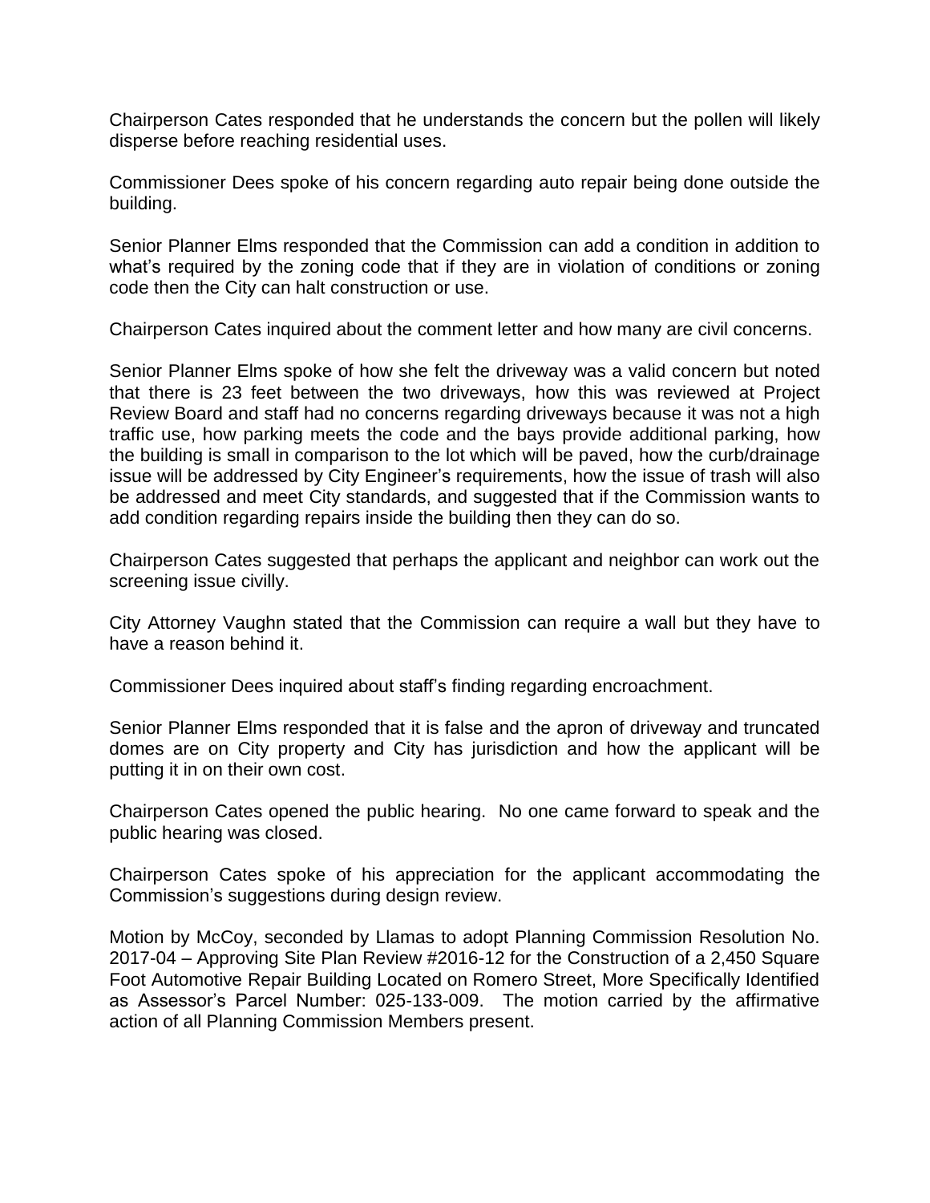Chairperson Cates responded that he understands the concern but the pollen will likely disperse before reaching residential uses.

Commissioner Dees spoke of his concern regarding auto repair being done outside the building.

Senior Planner Elms responded that the Commission can add a condition in addition to what's required by the zoning code that if they are in violation of conditions or zoning code then the City can halt construction or use.

Chairperson Cates inquired about the comment letter and how many are civil concerns.

Senior Planner Elms spoke of how she felt the driveway was a valid concern but noted that there is 23 feet between the two driveways, how this was reviewed at Project Review Board and staff had no concerns regarding driveways because it was not a high traffic use, how parking meets the code and the bays provide additional parking, how the building is small in comparison to the lot which will be paved, how the curb/drainage issue will be addressed by City Engineer's requirements, how the issue of trash will also be addressed and meet City standards, and suggested that if the Commission wants to add condition regarding repairs inside the building then they can do so.

Chairperson Cates suggested that perhaps the applicant and neighbor can work out the screening issue civilly.

City Attorney Vaughn stated that the Commission can require a wall but they have to have a reason behind it.

Commissioner Dees inquired about staff's finding regarding encroachment.

Senior Planner Elms responded that it is false and the apron of driveway and truncated domes are on City property and City has jurisdiction and how the applicant will be putting it in on their own cost.

Chairperson Cates opened the public hearing. No one came forward to speak and the public hearing was closed.

Chairperson Cates spoke of his appreciation for the applicant accommodating the Commission's suggestions during design review.

Motion by McCoy, seconded by Llamas to adopt Planning Commission Resolution No. 2017-04 – Approving Site Plan Review #2016-12 for the Construction of a 2,450 Square Foot Automotive Repair Building Located on Romero Street, More Specifically Identified as Assessor's Parcel Number: 025-133-009. The motion carried by the affirmative action of all Planning Commission Members present.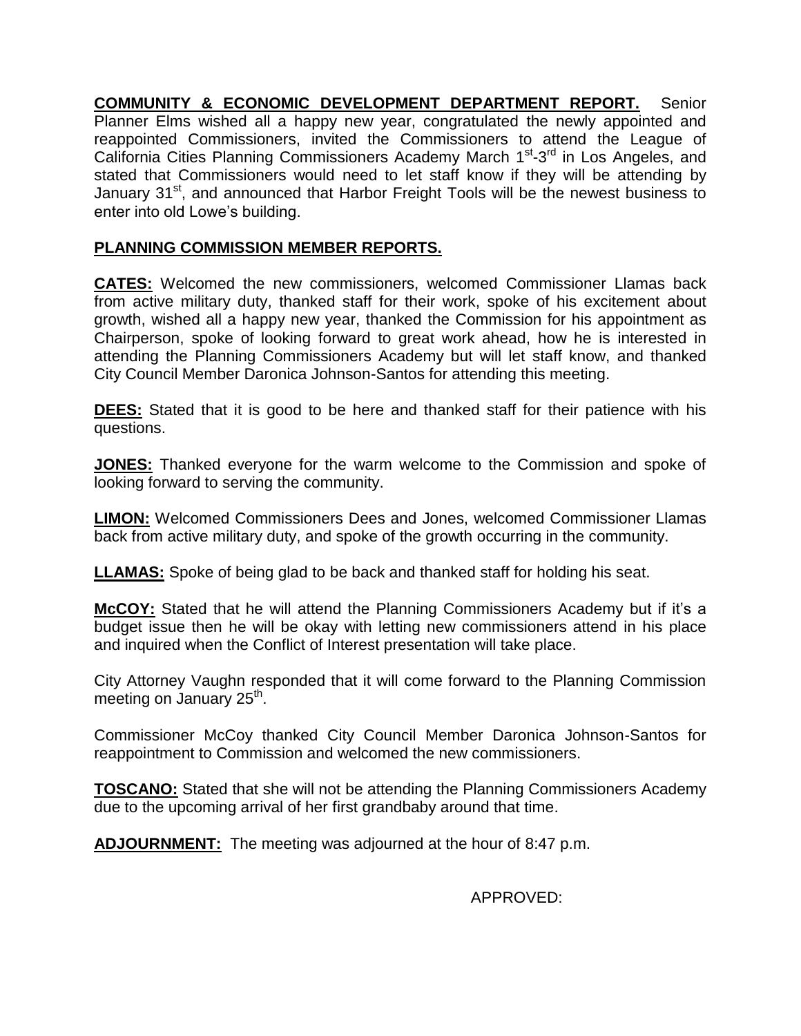**COMMUNITY & ECONOMIC DEVELOPMENT DEPARTMENT REPORT.** Senior Planner Elms wished all a happy new year, congratulated the newly appointed and reappointed Commissioners, invited the Commissioners to attend the League of California Cities Planning Commissioners Academy March 1st-3rd in Los Angeles, and stated that Commissioners would need to let staff know if they will be attending by January 31st, and announced that Harbor Freight Tools will be the newest business to enter into old Lowe's building.

**PLANNING COMMISSION MEMBER REPORTS.**

**CATES:** Welcomed the new commissioners, welcomed Commissioner Llamas back from active military duty, thanked staff for their work, spoke of his excitement about growth, wished all a happy new year, thanked the Commission for his appointment as Chairperson, spoke of looking forward to great work ahead, how he is interested in attending the Planning Commissioners Academy but will let staff know, and thanked City Council Member Daronica Johnson-Santos for attending this meeting.

**DEES:** Stated that it is good to be here and thanked staff for their patience with his questions.

**JONES:** Thanked everyone for the warm welcome to the Commission and spoke of looking forward to serving the community.

**LIMON:** Welcomed Commissioners Dees and Jones, welcomed Commissioner Llamas back from active military duty, and spoke of the growth occurring in the community.

**LLAMAS:** Spoke of being glad to be back and thanked staff for holding his seat.

**McCOY:** Stated that he will attend the Planning Commissioners Academy but if it's a budget issue then he will be okay with letting new commissioners attend in his place and inquired when the Conflict of Interest presentation will take place.

City Attorney Vaughn responded that it will come forward to the Planning Commission meeting on January 25th.

Commissioner McCoy thanked City Council Member Daronica Johnson-Santos for reappointment to Commission and welcomed the new commissioners.

**TOSCANO:** Stated that she will not be attending the Planning Commissioners Academy due to the upcoming arrival of her first grandbaby around that time.

**ADJOURNMENT:** The meeting was adjourned at the hour of 8:47 p.m.

APPROVED: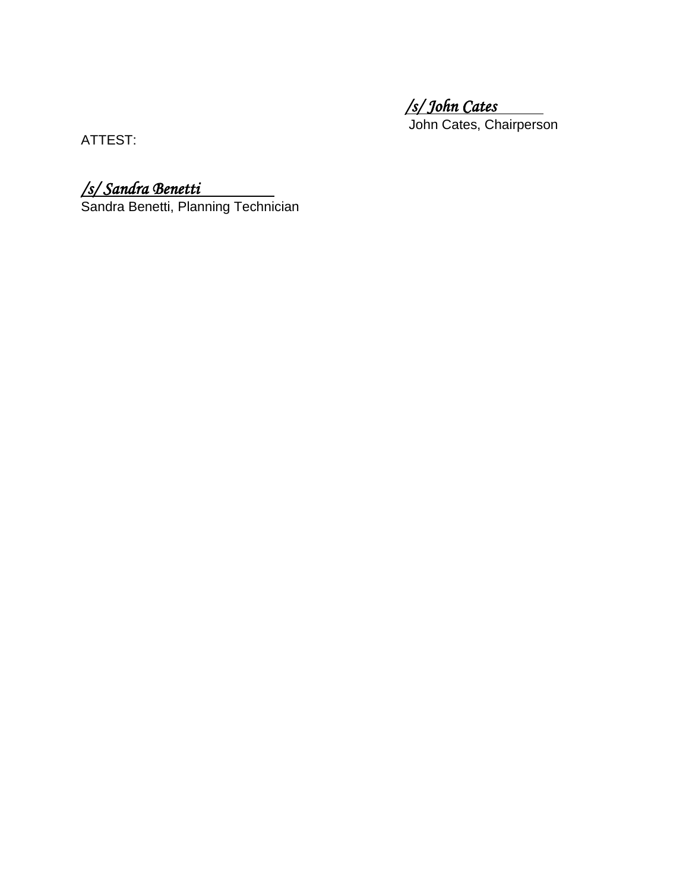*/s/ John Cates*

John Cates, Chairperson

ATTEST:

*/s/ Sandra Benetti*

Sandra Benetti, Planning Technician